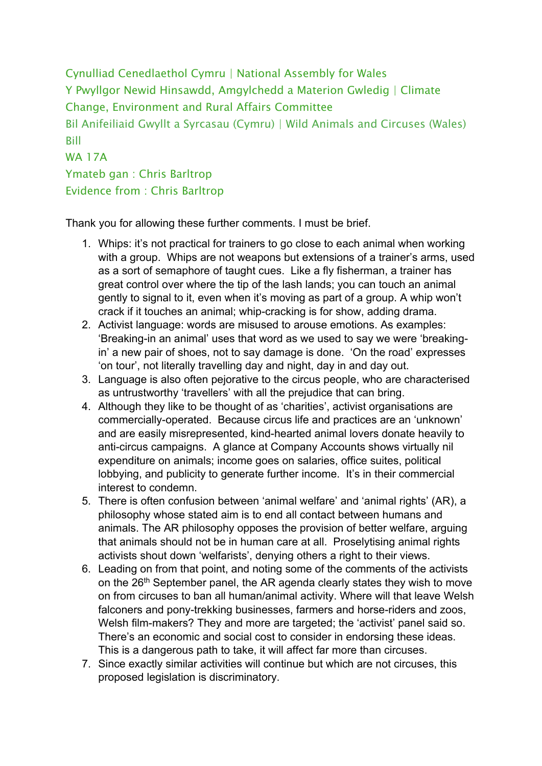Cynulliad Cenedlaethol Cymru | National Assembly for Wales
Y Pwyllgor Newid Hinsawdd, Amgylchedd a Materion Gwledig | Climate Change, Environment and Rural Affairs Committee
Bil Anifeiliaid Gwyllt a Syrcasau (Cymru) | Wild Animals and Circuses (Wales) Bill
WA 17A
Ymateb gan : Chris Barltrop
Evidence from : Chris Barltrop

Thank you for allowing these further comments. I must be brief.

1. Whips: it's not practical for trainers to go close to each animal when working with a group. Whips are not weapons but extensions of a trainer's arms, used as a sort of semaphore of taught cues. Like a fly fisherman, a trainer has great control over where the tip of the lash lands; you can touch an animal gently to signal to it, even when it's moving as part of a group. A whip won't crack if it touches an animal; whip-cracking is for show, adding drama.
2. Activist language: words are misused to arouse emotions. As examples: 'Breaking-in an animal' uses that word as we used to say we were 'breaking-in' a new pair of shoes, not to say damage is done. 'On the road' expresses 'on tour', not literally travelling day and night, day in and day out.
3. Language is also often pejorative to the circus people, who are characterised as untrustworthy 'travellers' with all the prejudice that can bring.
4. Although they like to be thought of as 'charities', activist organisations are commercially-operated. Because circus life and practices are an 'unknown' and are easily misrepresented, kind-hearted animal lovers donate heavily to anti-circus campaigns. A glance at Company Accounts shows virtually nil expenditure on animals; income goes on salaries, office suites, political lobbying, and publicity to generate further income. It's in their commercial interest to condemn.
5. There is often confusion between 'animal welfare' and 'animal rights' (AR), a philosophy whose stated aim is to end all contact between humans and animals. The AR philosophy opposes the provision of better welfare, arguing that animals should not be in human care at all. Proselytising animal rights activists shout down 'welfarists', denying others a right to their views.
6. Leading on from that point, and noting some of the comments of the activists on the 26th September panel, the AR agenda clearly states they wish to move on from circuses to ban all human/animal activity. Where will that leave Welsh falconers and pony-trekking businesses, farmers and horse-riders and zoos, Welsh film-makers? They and more are targeted; the 'activist' panel said so. There's an economic and social cost to consider in endorsing these ideas. This is a dangerous path to take, it will affect far more than circuses.
7. Since exactly similar activities will continue but which are not circuses, this proposed legislation is discriminatory.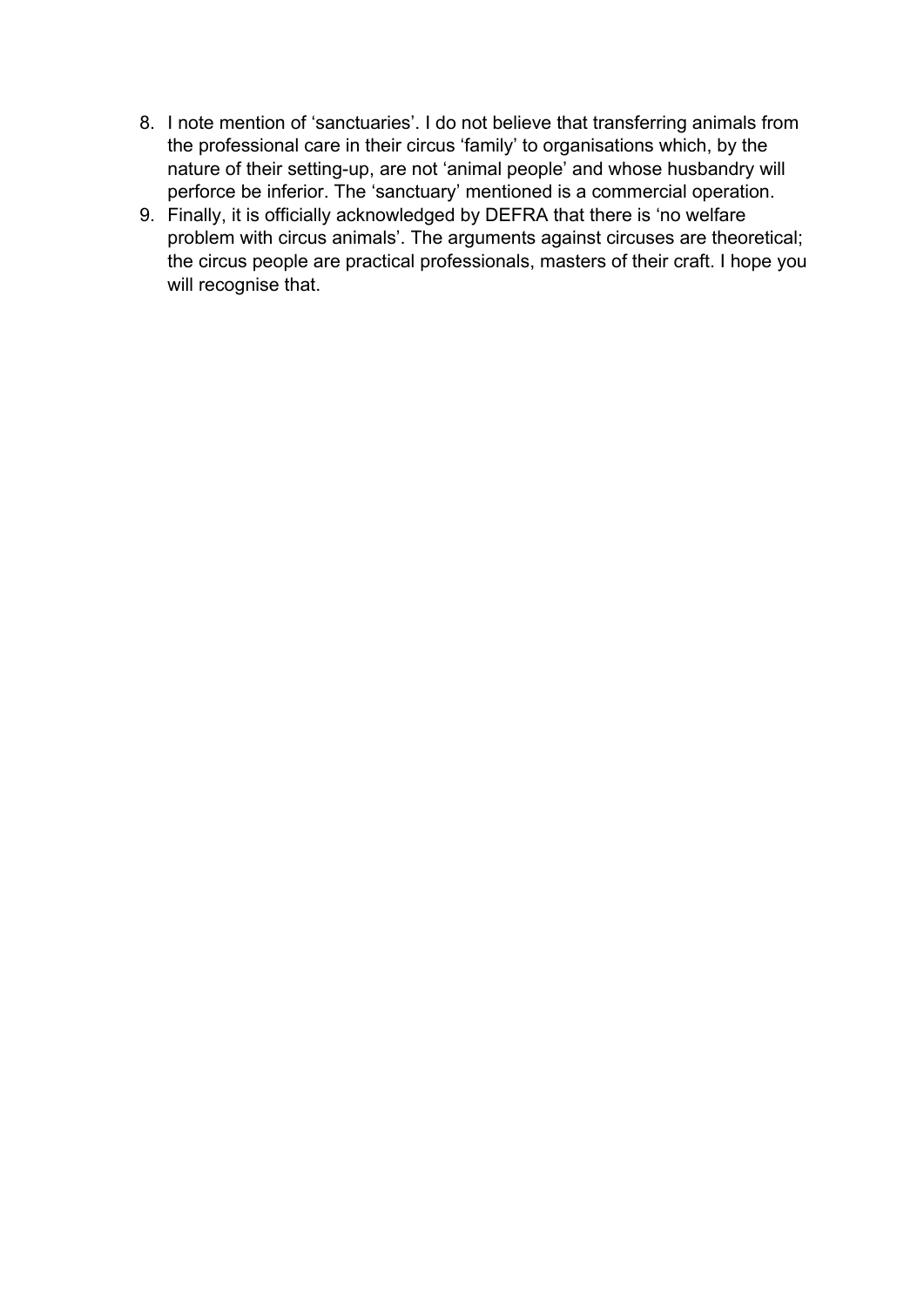8. I note mention of 'sanctuaries'. I do not believe that transferring animals from the professional care in their circus 'family' to organisations which, by the nature of their setting-up, are not 'animal people' and whose husbandry will perforce be inferior. The 'sanctuary' mentioned is a commercial operation.
9. Finally, it is officially acknowledged by DEFRA that there is 'no welfare problem with circus animals'. The arguments against circuses are theoretical; the circus people are practical professionals, masters of their craft. I hope you will recognise that.